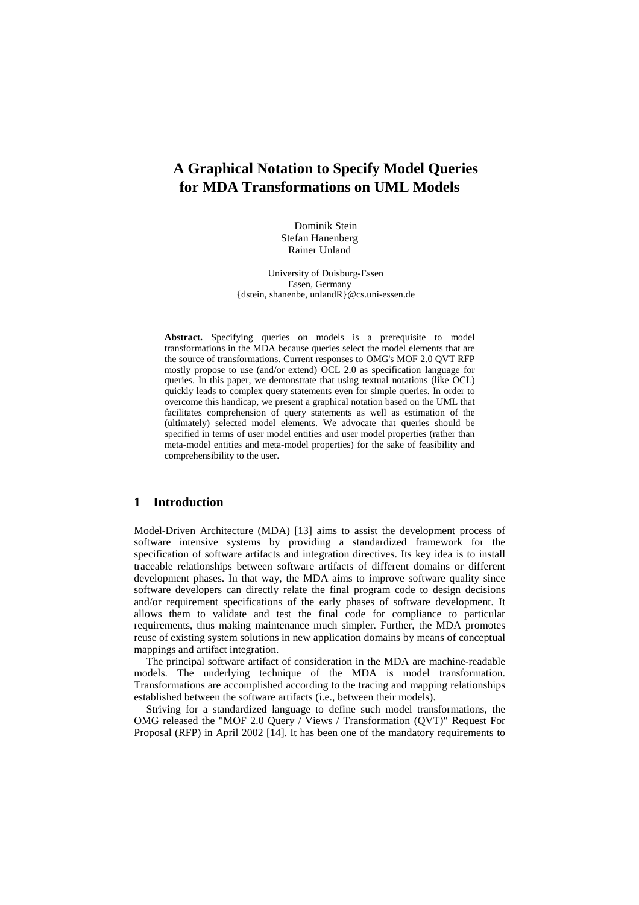# A Graphical Notation to Specify Model Queries for MDA Transformations on UML Models

Dominik Stein
Stefan Hanenberg
Rainer Unland

University of Duisburg-Essen
Essen, Germany
{dstein, shanenbe, unlandR}@cs.uni-essen.de

**Abstract.** Specifying queries on models is a prerequisite to model transformations in the MDA because queries select the model elements that are the source of transformations. Current responses to OMG's MOF 2.0 QVT RFP mostly propose to use (and/or extend) OCL 2.0 as specification language for queries. In this paper, we demonstrate that using textual notations (like OCL) quickly leads to complex query statements even for simple queries. In order to overcome this handicap, we present a graphical notation based on the UML that facilitates comprehension of query statements as well as estimation of the (ultimately) selected model elements. We advocate that queries should be specified in terms of user model entities and user model properties (rather than meta-model entities and meta-model properties) for the sake of feasibility and comprehensibility to the user.

## 1 Introduction

Model-Driven Architecture (MDA) [13] aims to assist the development process of software intensive systems by providing a standardized framework for the specification of software artifacts and integration directives. Its key idea is to install traceable relationships between software artifacts of different domains or different development phases. In that way, the MDA aims to improve software quality since software developers can directly relate the final program code to design decisions and/or requirement specifications of the early phases of software development. It allows them to validate and test the final code for compliance to particular requirements, thus making maintenance much simpler. Further, the MDA promotes reuse of existing system solutions in new application domains by means of conceptual mappings and artifact integration.

The principal software artifact of consideration in the MDA are machine-readable models. The underlying technique of the MDA is model transformation. Transformations are accomplished according to the tracing and mapping relationships established between the software artifacts (i.e., between their models).

Striving for a standardized language to define such model transformations, the OMG released the "MOF 2.0 Query / Views / Transformation (QVT)" Request For Proposal (RFP) in April 2002 [14]. It has been one of the mandatory requirements to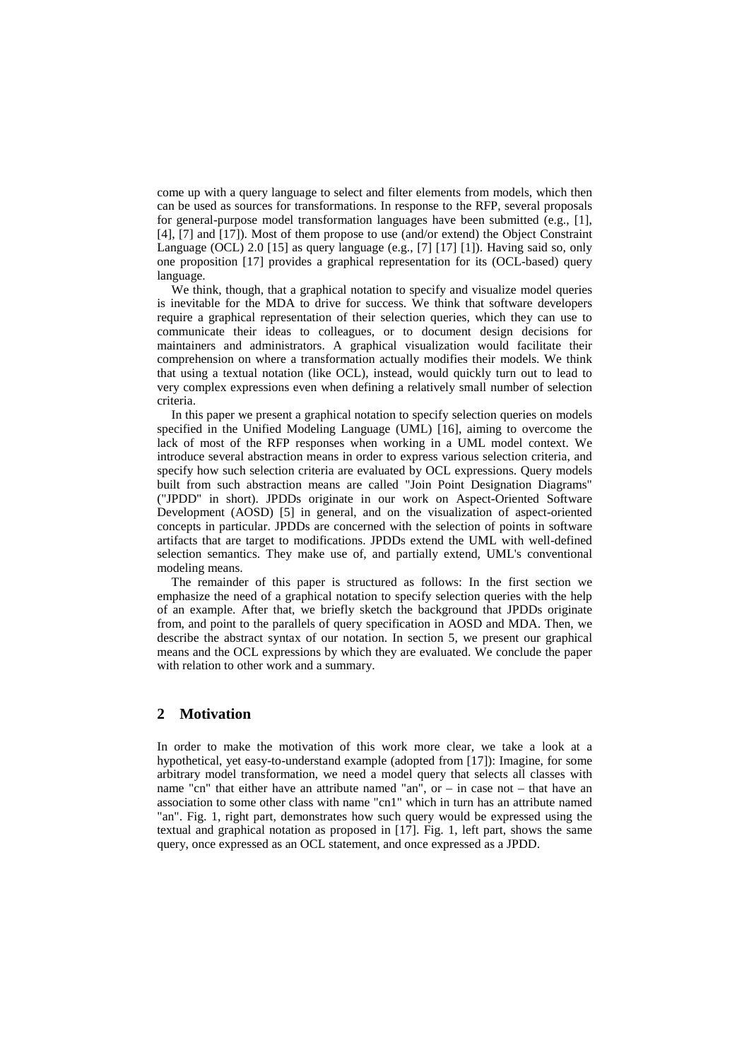come up with a query language to select and filter elements from models, which then can be used as sources for transformations. In response to the RFP, several proposals for general-purpose model transformation languages have been submitted (e.g., [1], [4], [7] and [17]). Most of them propose to use (and/or extend) the Object Constraint Language (OCL) 2.0 [15] as query language (e.g., [7] [17] [1]). Having said so, only one proposition [17] provides a graphical representation for its (OCL-based) query language.

We think, though, that a graphical notation to specify and visualize model queries is inevitable for the MDA to drive for success. We think that software developers require a graphical representation of their selection queries, which they can use to communicate their ideas to colleagues, or to document design decisions for maintainers and administrators. A graphical visualization would facilitate their comprehension on where a transformation actually modifies their models. We think that using a textual notation (like OCL), instead, would quickly turn out to lead to very complex expressions even when defining a relatively small number of selection criteria.

In this paper we present a graphical notation to specify selection queries on models specified in the Unified Modeling Language (UML) [16], aiming to overcome the lack of most of the RFP responses when working in a UML model context. We introduce several abstraction means in order to express various selection criteria, and specify how such selection criteria are evaluated by OCL expressions. Query models built from such abstraction means are called "Join Point Designation Diagrams" ("JPDD" in short). JPDDs originate in our work on Aspect-Oriented Software Development (AOSD) [5] in general, and on the visualization of aspect-oriented concepts in particular. JPDDs are concerned with the selection of points in software artifacts that are target to modifications. JPDDs extend the UML with well-defined selection semantics. They make use of, and partially extend, UML's conventional modeling means.

The remainder of this paper is structured as follows: In the first section we emphasize the need of a graphical notation to specify selection queries with the help of an example. After that, we briefly sketch the background that JPDDs originate from, and point to the parallels of query specification in AOSD and MDA. Then, we describe the abstract syntax of our notation. In section 5, we present our graphical means and the OCL expressions by which they are evaluated. We conclude the paper with relation to other work and a summary.

## 2 Motivation

In order to make the motivation of this work more clear, we take a look at a hypothetical, yet easy-to-understand example (adopted from [17]): Imagine, for some arbitrary model transformation, we need a model query that selects all classes with name "cn" that either have an attribute named "an", or – in case not – that have an association to some other class with name "cn1" which in turn has an attribute named "an". Fig. 1, right part, demonstrates how such query would be expressed using the textual and graphical notation as proposed in [17]. Fig. 1, left part, shows the same query, once expressed as an OCL statement, and once expressed as a JPDD.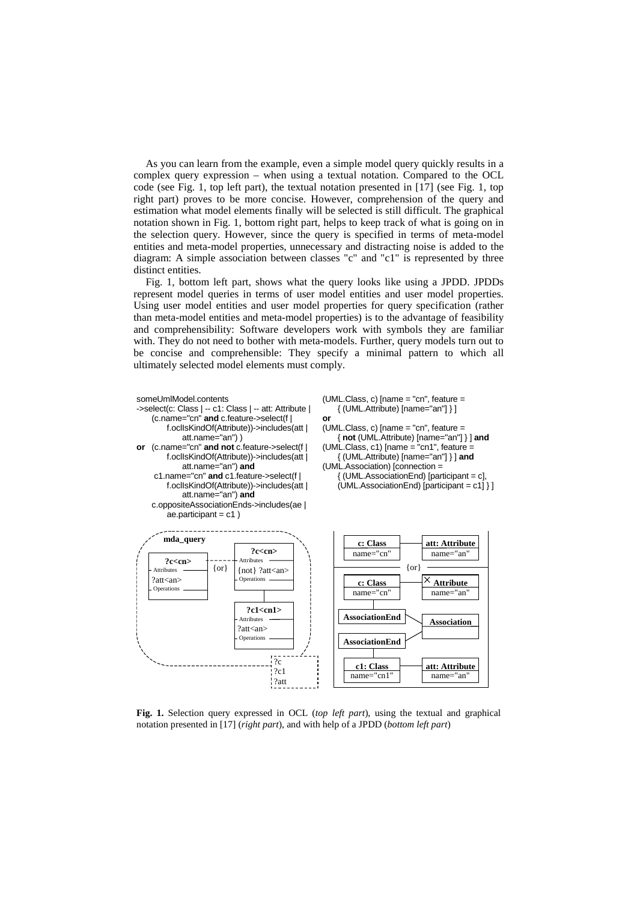As you can learn from the example, even a simple model query quickly results in a complex query expression – when using a textual notation. Compared to the OCL code (see Fig. 1, top left part), the textual notation presented in [17] (see Fig. 1, top right part) proves to be more concise. However, comprehension of the query and estimation what model elements finally will be selected is still difficult. The graphical notation shown in Fig. 1, bottom right part, helps to keep track of what is going on in the selection query. However, since the query is specified in terms of meta-model entities and meta-model properties, unnecessary and distracting noise is added to the diagram: A simple association between classes "c" and "c1" is represented by three distinct entities.

Fig. 1, bottom left part, shows what the query looks like using a JPDD. JPDDs represent model queries in terms of user model entities and user model properties. Using user model entities and user model properties for query specification (rather than meta-model entities and meta-model properties) is to the advantage of feasibility and comprehensibility: Software developers work with symbols they are familiar with. They do not need to bother with meta-models. Further, query models turn out to be concise and comprehensible: They specify a minimal pattern to which all ultimately selected model elements must comply.

```
someUmlModel.contents
->select(c: Class | -- c1: Class | -- att: Attribute |
    (c.name="cn" and c.feature->select(f |
        f.oclIsKindOf(Attribute))->includes(att |
            att.name="an") )
or  (c.name="cn" and not c.feature->select(f |
        f.oclIsKindOf(Attribute))->includes(att |
            att.name="an") and
    c1.name="cn" and c1.feature->select(f |
        f.oclIsKindOf(Attribute))->includes(att |
            att.name="an") and
    c.oppositeAssociationEnds->includes(ae |
        ae.participant = c1 )
```

```
(UML.Class, c) [name = "cn", feature =
    { (UML.Attribute) [name="an"] } ]
or
(UML.Class, c) [name = "cn", feature =
    { not (UML.Attribute) [name="an"] } ] and
(UML.Class, c1) [name = "cn1", feature =
    { (UML.Attribute) [name="an"] } ] and
(UML.Association) [connection =
    { (UML.AssociationEnd) [participant = c],
    (UML.AssociationEnd) [participant = c1] } ]
```

**Fig. 1.** Selection query expressed in OCL (*top left part*), using the textual and graphical notation presented in [17] (*right part*), and with help of a JPDD (*bottom left part*)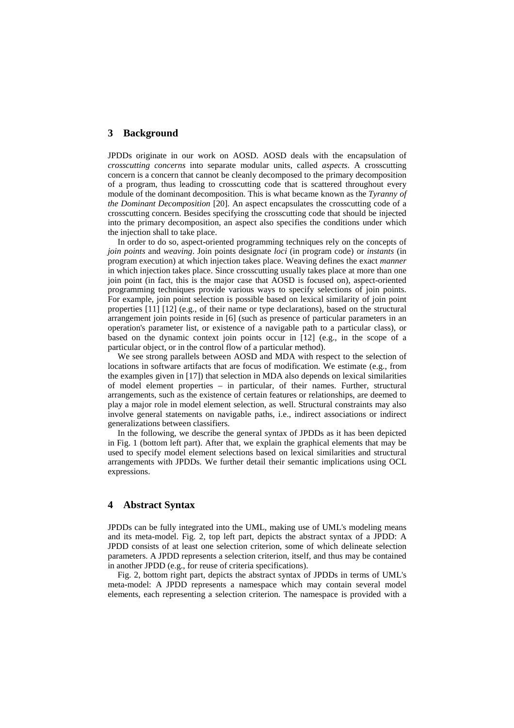## 3 Background

JPDDs originate in our work on AOSD. AOSD deals with the encapsulation of *crosscutting concerns* into separate modular units, called *aspects*. A crosscutting concern is a concern that cannot be cleanly decomposed to the primary decomposition of a program, thus leading to crosscutting code that is scattered throughout every module of the dominant decomposition. This is what became known as the *Tyranny of the Dominant Decomposition* [20]. An aspect encapsulates the crosscutting code of a crosscutting concern. Besides specifying the crosscutting code that should be injected into the primary decomposition, an aspect also specifies the conditions under which the injection shall to take place.

In order to do so, aspect-oriented programming techniques rely on the concepts of *join points* and *weaving*. Join points designate *loci* (in program code) or *instants* (in program execution) at which injection takes place. Weaving defines the exact *manner* in which injection takes place. Since crosscutting usually takes place at more than one join point (in fact, this is the major case that AOSD is focused on), aspect-oriented programming techniques provide various ways to specify selections of join points. For example, join point selection is possible based on lexical similarity of join point properties [11] [12] (e.g., of their name or type declarations), based on the structural arrangement join points reside in [6] (such as presence of particular parameters in an operation's parameter list, or existence of a navigable path to a particular class), or based on the dynamic context join points occur in [12] (e.g., in the scope of a particular object, or in the control flow of a particular method).

We see strong parallels between AOSD and MDA with respect to the selection of locations in software artifacts that are focus of modification. We estimate (e.g., from the examples given in [17]) that selection in MDA also depends on lexical similarities of model element properties – in particular, of their names. Further, structural arrangements, such as the existence of certain features or relationships, are deemed to play a major role in model element selection, as well. Structural constraints may also involve general statements on navigable paths, i.e., indirect associations or indirect generalizations between classifiers.

In the following, we describe the general syntax of JPDDs as it has been depicted in Fig. 1 (bottom left part). After that, we explain the graphical elements that may be used to specify model element selections based on lexical similarities and structural arrangements with JPDDs. We further detail their semantic implications using OCL expressions.

## 4 Abstract Syntax

JPDDs can be fully integrated into the UML, making use of UML's modeling means and its meta-model. Fig. 2, top left part, depicts the abstract syntax of a JPDD: A JPDD consists of at least one selection criterion, some of which delineate selection parameters. A JPDD represents a selection criterion, itself, and thus may be contained in another JPDD (e.g., for reuse of criteria specifications).

Fig. 2, bottom right part, depicts the abstract syntax of JPDDs in terms of UML's meta-model: A JPDD represents a namespace which may contain several model elements, each representing a selection criterion. The namespace is provided with a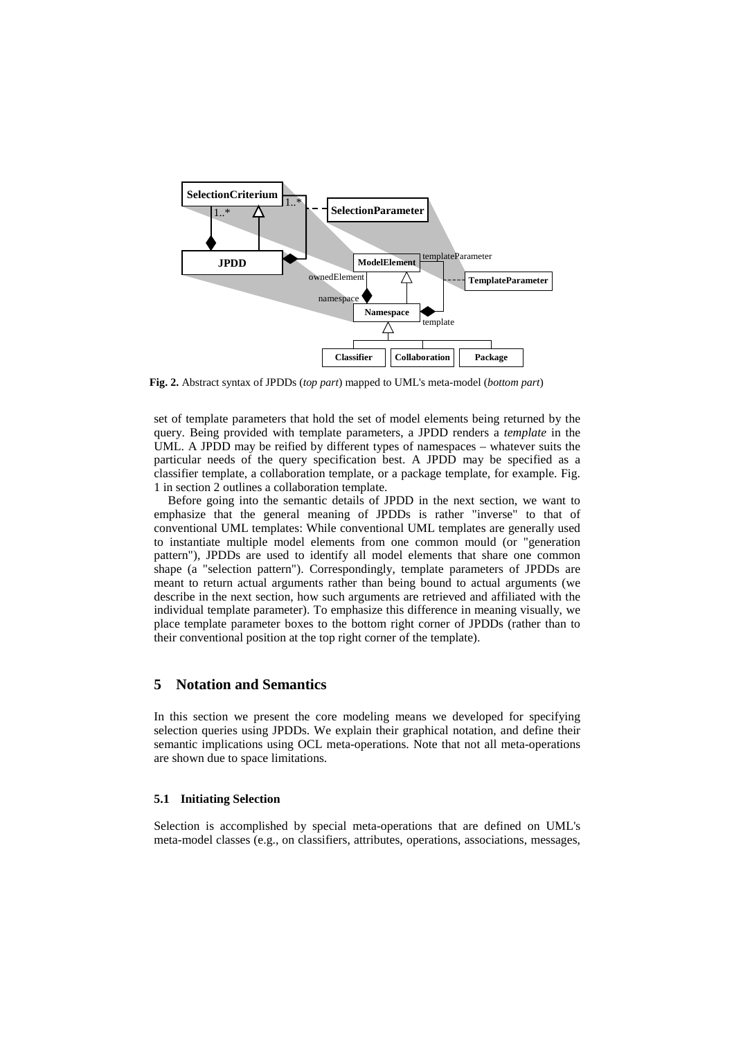**Fig. 2.** Abstract syntax of JPDDs (*top part*) mapped to UML's meta-model (*bottom part*)

set of template parameters that hold the set of model elements being returned by the query. Being provided with template parameters, a JPDD renders a *template* in the UML. A JPDD may be reified by different types of namespaces – whatever suits the particular needs of the query specification best. A JPDD may be specified as a classifier template, a collaboration template, or a package template, for example. Fig. 1 in section 2 outlines a collaboration template.

Before going into the semantic details of JPDD in the next section, we want to emphasize that the general meaning of JPDDs is rather "inverse" to that of conventional UML templates: While conventional UML templates are generally used to instantiate multiple model elements from one common mould (or "generation pattern"), JPDDs are used to identify all model elements that share one common shape (a "selection pattern"). Correspondingly, template parameters of JPDDs are meant to return actual arguments rather than being bound to actual arguments (we describe in the next section, how such arguments are retrieved and affiliated with the individual template parameter). To emphasize this difference in meaning visually, we place template parameter boxes to the bottom right corner of JPDDs (rather than to their conventional position at the top right corner of the template).

## 5 Notation and Semantics

In this section we present the core modeling means we developed for specifying selection queries using JPDDs. We explain their graphical notation, and define their semantic implications using OCL meta-operations. Note that not all meta-operations are shown due to space limitations.

### 5.1 Initiating Selection

Selection is accomplished by special meta-operations that are defined on UML's meta-model classes (e.g., on classifiers, attributes, operations, associations, messages,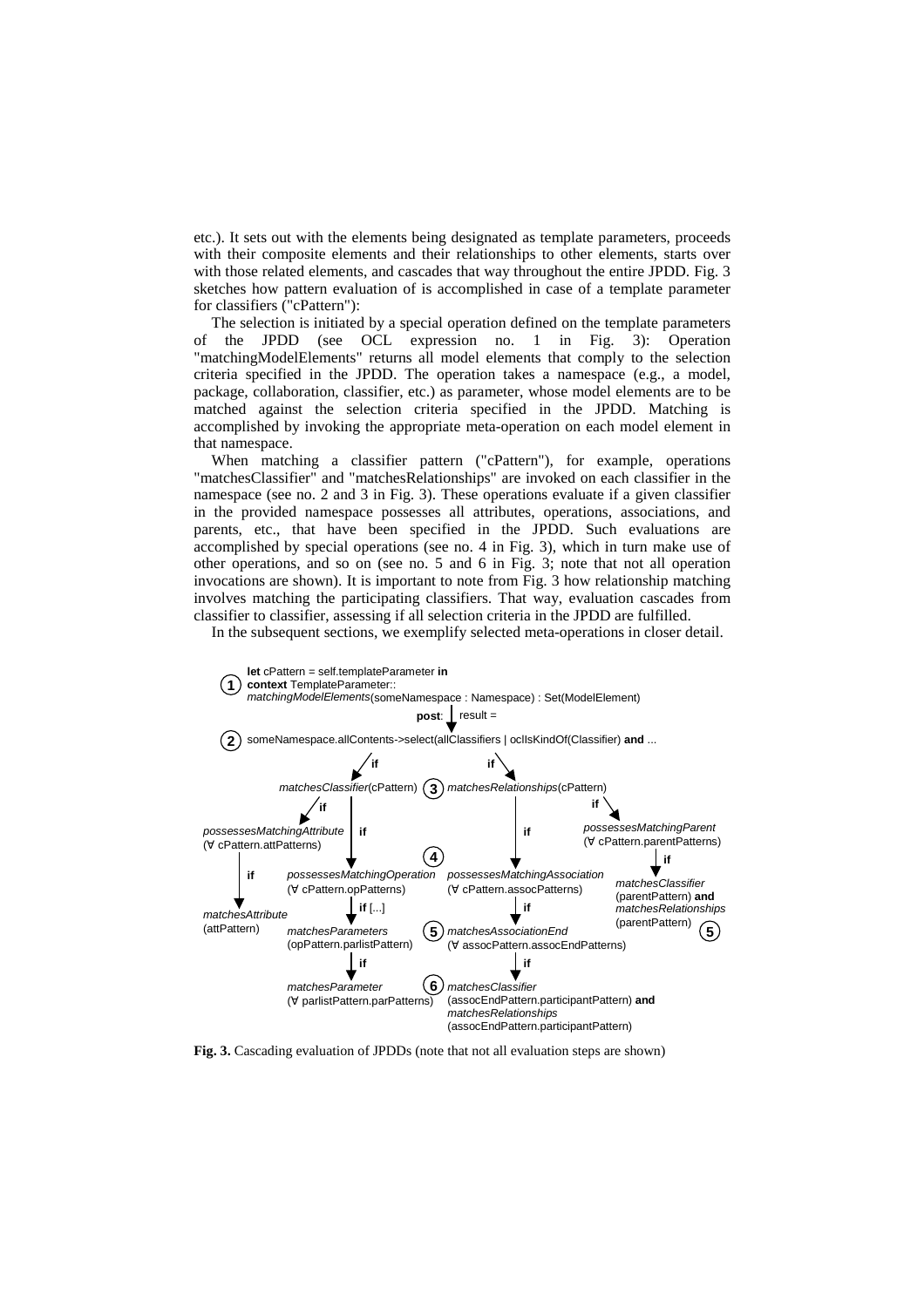etc.). It sets out with the elements being designated as template parameters, proceeds with their composite elements and their relationships to other elements, starts over with those related elements, and cascades that way throughout the entire JPDD. Fig. 3 sketches how pattern evaluation of is accomplished in case of a template parameter for classifiers ("cPattern"):

The selection is initiated by a special operation defined on the template parameters of the JPDD (see OCL expression no. 1 in Fig. 3): Operation "matchingModelElements" returns all model elements that comply to the selection criteria specified in the JPDD. The operation takes a namespace (e.g., a model, package, collaboration, classifier, etc.) as parameter, whose model elements are to be matched against the selection criteria specified in the JPDD. Matching is accomplished by invoking the appropriate meta-operation on each model element in that namespace.

When matching a classifier pattern ("cPattern"), for example, operations "matchesClassifier" and "matchesRelationships" are invoked on each classifier in the namespace (see no. 2 and 3 in Fig. 3). These operations evaluate if a given classifier in the provided namespace possesses all attributes, operations, associations, and parents, etc., that have been specified in the JPDD. Such evaluations are accomplished by special operations (see no. 4 in Fig. 3), which in turn make use of other operations, and so on (see no. 5 and 6 in Fig. 3; note that not all operation invocations are shown). It is important to note from Fig. 3 how relationship matching involves matching the participating classifiers. That way, evaluation cascades from classifier to classifier, assessing if all selection criteria in the JPDD are fulfilled.

In the subsequent sections, we exemplify selected meta-operations in closer detail.

```
(1) let cPattern = self.templateParameter in
    context TemplateParameter::
    matchingModelElements(someNamespace : Namespace) : Set(ModelElement)
                                post: | result =
(2) someNamespace.allContents->select(allClassifiers | oclIsKindOf(Classifier) and ...

    if: matchesClassifier(cPattern)   (3)   if: matchesRelationships(cPattern)

    matchesClassifier(cPattern)
      if -> possessesMatchingAttribute (∀ cPattern.attPatterns)
              if -> matchesAttribute (attPattern)
      if -> (4) possessesMatchingOperation (∀ cPattern.opPatterns)
              if [...] -> matchesParameters (opPattern.parlistPattern)
                            if -> matchesParameter (∀ parlistPattern.parPatterns)

    matchesRelationships(cPattern)
      if -> possessesMatchingAssociation (∀ cPattern.assocPatterns)
              if -> (5) matchesAssociationEnd (∀ assocPattern.assocEndPatterns)
                            if -> (6) matchesClassifier (assocEndPattern.participantPattern) and
                                      matchesRelationships (assocEndPattern.participantPattern)
      if -> possessesMatchingParent (∀ cPattern.parentPatterns)
              if -> (5) matchesClassifier (parentPattern) and
                        matchesRelationships (parentPattern)
```

**Fig. 3.** Cascading evaluation of JPDDs (note that not all evaluation steps are shown)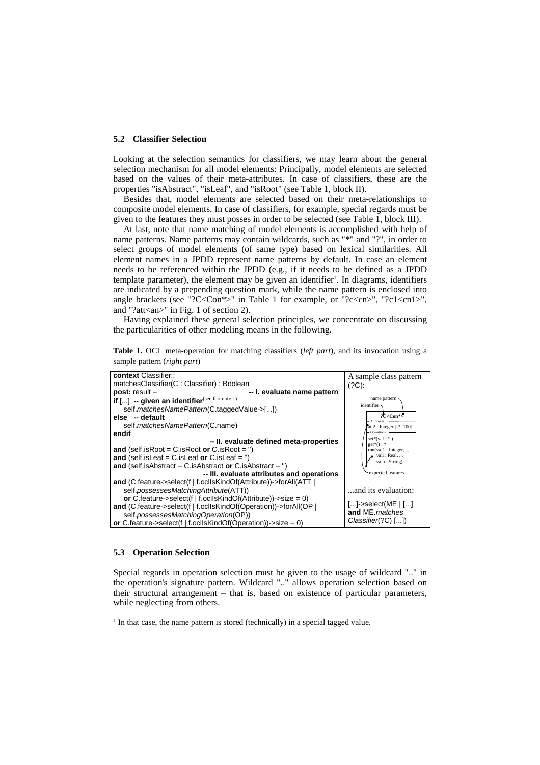### 5.2 Classifier Selection

Looking at the selection semantics for classifiers, we may learn about the general selection mechanism for all model elements: Principally, model elements are selected based on the values of their meta-attributes. In case of classifiers, these are the properties "isAbstract", "isLeaf", and "isRoot" (see Table 1, block II).

Besides that, model elements are selected based on their meta-relationships to composite model elements. In case of classifiers, for example, special regards must be given to the features they must posses in order to be selected (see Table 1, block III).

At last, note that name matching of model elements is accomplished with help of name patterns. Name patterns may contain wildcards, such as "*" and "?", in order to select groups of model elements (of same type) based on lexical similarities. All element names in a JPDD represent name patterns by default. In case an element needs to be referenced within the JPDD (e.g., if it needs to be defined as a JPDD template parameter), the element may be given an identifier[1]. In diagrams, identifiers are indicated by a prepending question mark, while the name pattern is enclosed into angle brackets (see "?C<Con*>" in Table 1 for example, or "?c<cn>", "?c1<cn1>", and "?att<an>" in Fig. 1 of section 2).

Having explained these general selection principles, we concentrate on discussing the particularities of other modeling means in the following.

**Table 1.** OCL meta-operation for matching classifiers (*left part*), and its invocation using a sample pattern (*right part*)

| | |
|---|---|
| **context** Classifier::<br>matchesClassifier(C : Classifier) : Boolean<br>**post:** result = **-- I. evaluate name pattern**<br>**if** [...] **-- given an identifier**(see footnote 1)<br>self.*matchesNamePattern*(C.taggedValue->[...])<br>**else -- default**<br>self.*matchesNamePattern*(C.name)<br>**endif**<br>**-- II. evaluate defined meta-properties**<br>**and** (self.isRoot = C.isRoot **or** C.isRoot = '')<br>**and** (self.isLeaf = C.isLeaf **or** C.isLeaf = '')<br>**and** (self.isAbstract = C.isAbstract **or** C.isAbstract = '')<br>**-- III. evaluate attributes and operations**<br>**and** (C.feature->select(f \| f.oclIsKindOf(Attribute))->forAll(ATT \|<br>self.*possessesMatchingAttribute*(ATT))<br>**or** C.feature->select(f \| f.oclIsKindOf(Attribute))->size = 0)<br>**and** (C.feature->select(f \| f.oclIsKindOf(Operation))->forAll(OP \|<br>self.*possessesMatchingOperation*(OP))<br>**or** C.feature->select(f \| f.oclIsKindOf(Operation))->size = 0) | A sample class pattern (?C):<br>name pattern; identifier<br>**?C<Con*>**<br>Attributes<br>att2 : Integer [2!..100]<br>Operations<br>set*(val : * )<br>get*() : *<br>run(val1 : Integer, ..,<br>vali : Real, ..,<br>valn : String)<br>expected features<br><br>...and its evaluation:<br>[...]->select(ME \| [...]<br>**and** ME.*matches Classifier*(?C) [...]) |

### 5.3 Operation Selection

Special regards in operation selection must be given to the usage of wildcard ".." in the operation's signature pattern. Wildcard ".." allows operation selection based on their structural arrangement – that is, based on existence of particular parameters, while neglecting from others.

[1] In that case, the name pattern is stored (technically) in a special tagged value.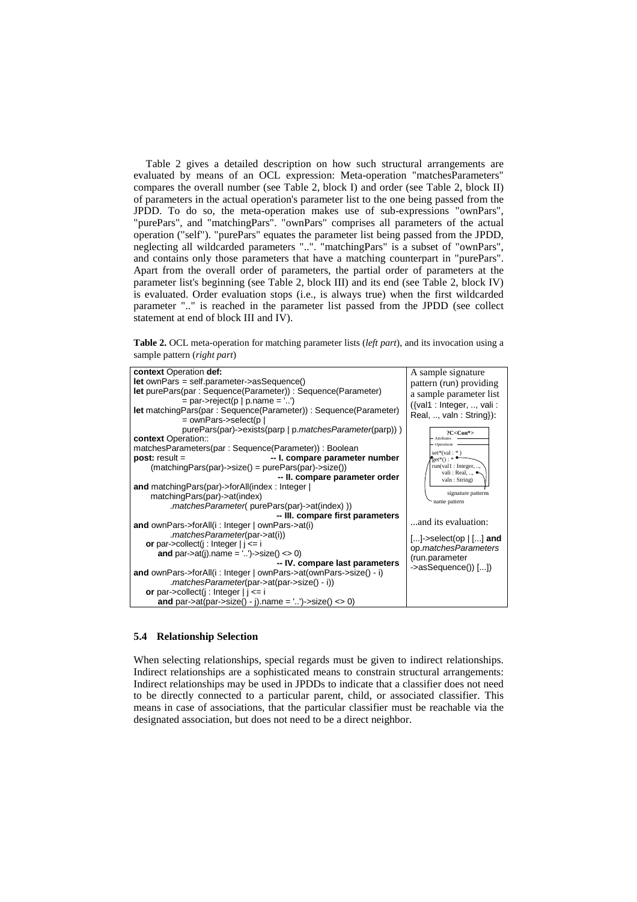Table 2 gives a detailed description on how such structural arrangements are evaluated by means of an OCL expression: Meta-operation "matchesParameters" compares the overall number (see Table 2, block I) and order (see Table 2, block II) of parameters in the actual operation's parameter list to the one being passed from the JPDD. To do so, the meta-operation makes use of sub-expressions "ownPars", "purePars", and "matchingPars". "ownPars" comprises all parameters of the actual operation ("self"). "purePars" equates the parameter list being passed from the JPDD, neglecting all wildcarded parameters "..". "matchingPars" is a subset of "ownPars", and contains only those parameters that have a matching counterpart in "purePars". Apart from the overall order of parameters, the partial order of parameters at the parameter list's beginning (see Table 2, block III) and its end (see Table 2, block IV) is evaluated. Order evaluation stops (i.e., is always true) when the first wildcarded parameter ".." is reached in the parameter list passed from the JPDD (see collect statement at end of block III and IV).

**Table 2.** OCL meta-operation for matching parameter lists (*left part*), and its invocation using a sample pattern (*right part*)

```
context Operation def:
let ownPars = self.parameter->asSequence()
let purePars(par : Sequence(Parameter)) : Sequence(Parameter)
        = par->reject(p | p.name = '..')
let matchingPars(par : Sequence(Parameter)) : Sequence(Parameter)
        = ownPars->select(p |
        purePars(par)->exists(parp | p.matchesParameter(parp)) )
context Operation::
matchesParameters(par : Sequence(Parameter)) : Boolean
post: result =                          -- I. compare parameter number
    (matchingPars(par)->size() = purePars(par)->size())
                                        -- II. compare parameter order
and matchingPars(par)->forAll(index : Integer |
    matchingPars(par)->at(index)
        .matchesParameter( purePars(par)->at(index) ))
                                        -- III. compare first parameters
and ownPars->forAll(i : Integer | ownPars->at(i)
        .matchesParameter(par->at(i))
    or par->collect(j : Integer | j <= i
        and par->at(j).name = '..')->size() <> 0)
                                        -- IV. compare last parameters
and ownPars->forAll(i : Integer | ownPars->at(ownPars->size() - i)
        .matchesParameter(par->at(par->size() - i))
    or par->collect(j : Integer | j <= i
        and par->at(par->size() - j).name = '..')->size() <> 0)
```

A sample signature pattern (run) providing a sample parameter list ({val1 : Integer, .., vali : Real, .., valn : String}):

```
?C<Con*>
Attributes
Operations
set*(val : * )
get*() : *
run(val1 : Integer, ..,
    vali : Real, ..,
    valn : String)
```

signature patterns / name pattern

...and its evaluation:

```
[...]->select(op | [...] and op.matchesParameters
(run.parameter
->asSequence()) [...])
```

### 5.4 Relationship Selection

When selecting relationships, special regards must be given to indirect relationships. Indirect relationships are a sophisticated means to constrain structural arrangements: Indirect relationships may be used in JPDDs to indicate that a classifier does not need to be directly connected to a particular parent, child, or associated classifier. This means in case of associations, that the particular classifier must be reachable via the designated association, but does not need to be a direct neighbor.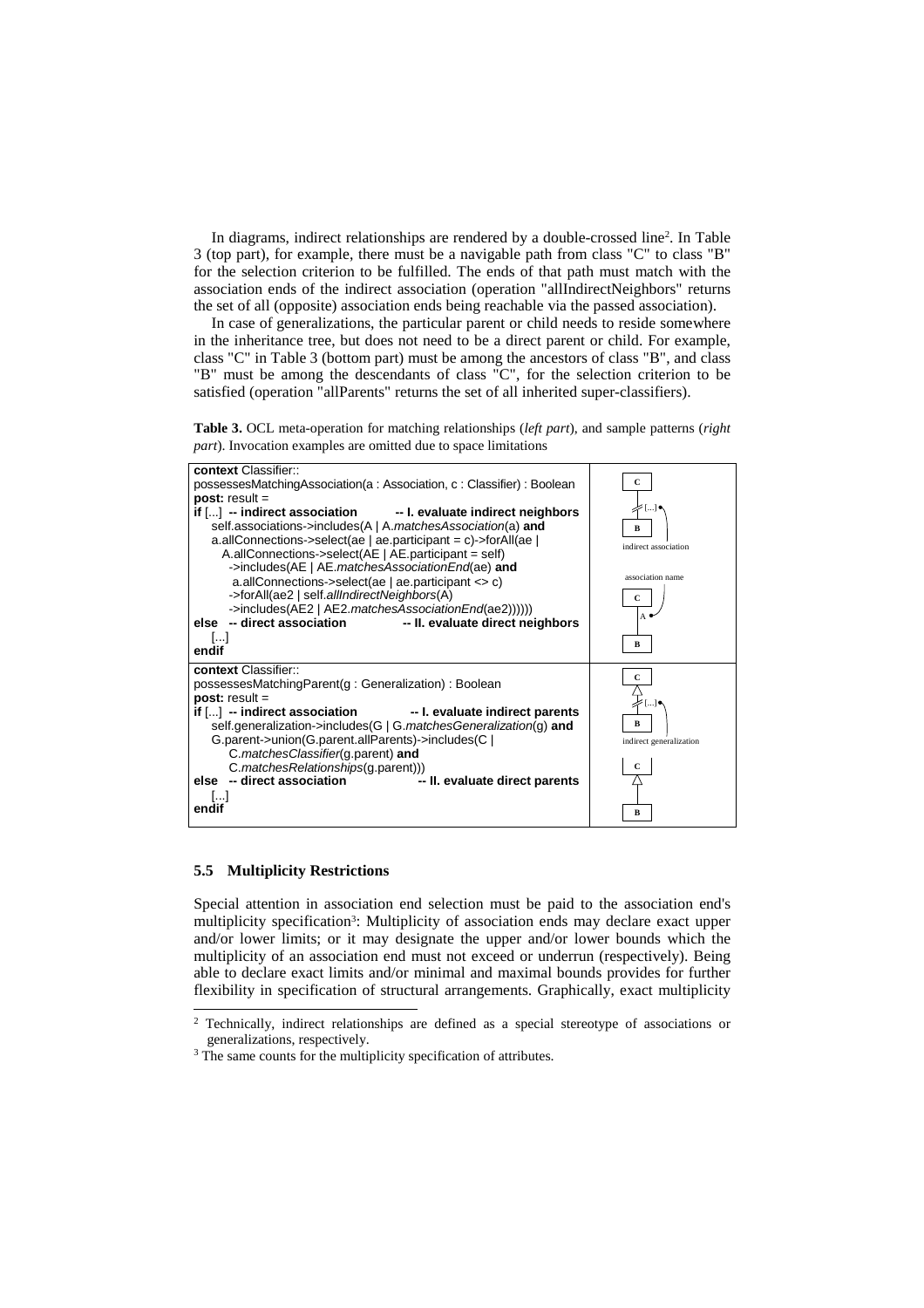In diagrams, indirect relationships are rendered by a double-crossed line[2]. In Table 3 (top part), for example, there must be a navigable path from class "C" to class "B" for the selection criterion to be fulfilled. The ends of that path must match with the association ends of the indirect association (operation "allIndirectNeighbors" returns the set of all (opposite) association ends being reachable via the passed association).

In case of generalizations, the particular parent or child needs to reside somewhere in the inheritance tree, but does not need to be a direct parent or child. For example, class "C" in Table 3 (bottom part) must be among the ancestors of class "B", and class "B" must be among the descendants of class "C", for the selection criterion to be satisfied (operation "allParents" returns the set of all inherited super-classifiers).

**Table 3.** OCL meta-operation for matching relationships (*left part*), and sample patterns (*right part*). Invocation examples are omitted due to space limitations

| OCL meta-operation | Sample patterns |
|---|---|
| **context** Classifier::<br>possessesMatchingAssociation(a : Association, c : Classifier) : Boolean<br>**post:** result =<br>**if** [...] **-- indirect association -- I. evaluate indirect neighbors**<br>self.associations->includes(A \| A.*matchesAssociation*(a) **and**<br>a.allConnections->select(ae \| ae.participant = c)->forAll(ae \|<br>A.allConnections->select(AE \| AE.participant = self)<br>->includes(AE \| AE.*matchesAssociationEnd*(ae) **and**<br>a.allConnections->select(ae \| ae.participant <> c)<br>->forAll(ae2 \| self.*allIndirectNeighbors*(A)<br>->includes(AE2 \| AE2.*matchesAssociationEnd*(ae2))))))<br>**else -- direct association -- II. evaluate direct neighbors**<br>[...]<br>**endif** | C, [...], B<br>indirect association<br>association name<br>C, A, B |
| **context** Classifier::<br>possessesMatchingParent(g : Generalization) : Boolean<br>**post:** result =<br>**if** [...] **-- indirect association -- I. evaluate indirect parents**<br>self.generalization->includes(G \| G.*matchesGeneralization*(g) **and**<br>G.parent->union(G.parent.allParents)->includes(C \|<br>C.*matchesClassifier*(g.parent) **and**<br>C.*matchesRelationships*(g.parent)))<br>**else -- direct association -- II. evaluate direct parents**<br>[...]<br>**endif** | C, [...], B<br>indirect generalization<br>C, B |

### 5.5 Multiplicity Restrictions

Special attention in association end selection must be paid to the association end's multiplicity specification[3]: Multiplicity of association ends may declare exact upper and/or lower limits; or it may designate the upper and/or lower bounds which the multiplicity of an association end must not exceed or underrun (respectively). Being able to declare exact limits and/or minimal and maximal bounds provides for further flexibility in specification of structural arrangements. Graphically, exact multiplicity

[2] Technically, indirect relationships are defined as a special stereotype of associations or generalizations, respectively.

[3] The same counts for the multiplicity specification of attributes.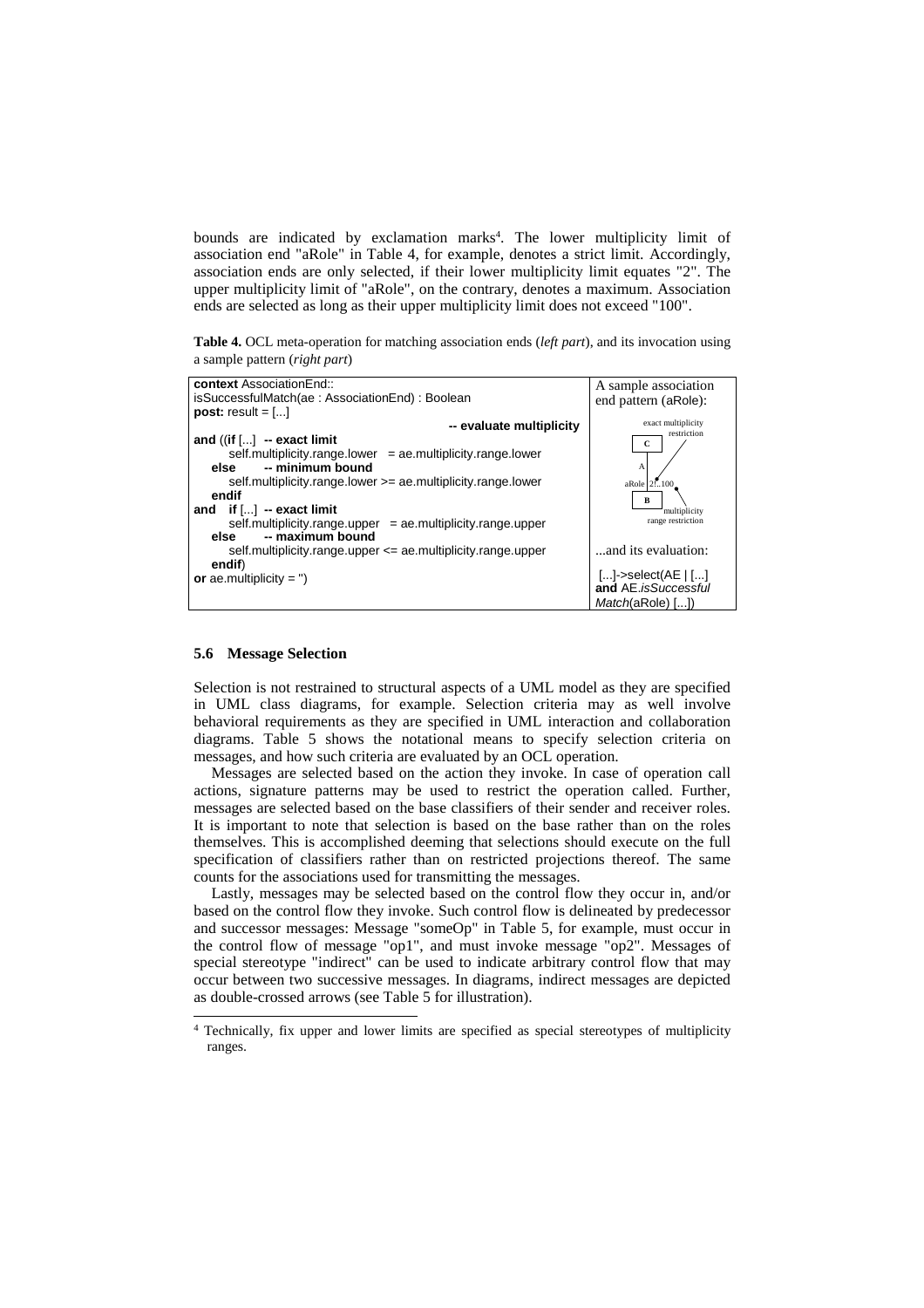bounds are indicated by exclamation marks[4]. The lower multiplicity limit of association end "aRole" in Table 4, for example, denotes a strict limit. Accordingly, association ends are only selected, if their lower multiplicity limit equates "2". The upper multiplicity limit of "aRole", on the contrary, denotes a maximum. Association ends are selected as long as their upper multiplicity limit does not exceed "100".

**Table 4.** OCL meta-operation for matching association ends (*left part*), and its invocation using a sample pattern (*right part*)

| OCL meta-operation | Sample pattern |
|---|---|
| **context** AssociationEnd::<br>isSuccessfulMatch(ae : AssociationEnd) : Boolean<br>**post:** result = [...]<br>**-- evaluate multiplicity**<br>**and** ((**if** [...] **-- exact limit**<br>self.multiplicity.range.lower = ae.multiplicity.range.lower<br>**else -- minimum bound**<br>self.multiplicity.range.lower >= ae.multiplicity.range.lower<br>**endif**<br>**and if** [...] **-- exact limit**<br>self.multiplicity.range.upper = ae.multiplicity.range.upper<br>**else -- maximum bound**<br>self.multiplicity.range.upper <= ae.multiplicity.range.upper<br>**endif**)<br>**or** ae.multiplicity = '') | A sample association end pattern (aRole):<br>[diagram: classes C and B connected by association A; end aRole with multiplicity 2!..100; labels "exact multiplicity restriction" and "multiplicity range restriction"]<br>...and its evaluation:<br>[...]->select(AE \| [...]<br>**and** AE.*isSuccessful Match*(aRole) [...]) |

### 5.6 Message Selection

Selection is not restrained to structural aspects of a UML model as they are specified in UML class diagrams, for example. Selection criteria may as well involve behavioral requirements as they are specified in UML interaction and collaboration diagrams. Table 5 shows the notational means to specify selection criteria on messages, and how such criteria are evaluated by an OCL operation.

Messages are selected based on the action they invoke. In case of operation call actions, signature patterns may be used to restrict the operation called. Further, messages are selected based on the base classifiers of their sender and receiver roles. It is important to note that selection is based on the base rather than on the roles themselves. This is accomplished deeming that selections should execute on the full specification of classifiers rather than on restricted projections thereof. The same counts for the associations used for transmitting the messages.

Lastly, messages may be selected based on the control flow they occur in, and/or based on the control flow they invoke. Such control flow is delineated by predecessor and successor messages: Message "someOp" in Table 5, for example, must occur in the control flow of message "op1", and must invoke message "op2". Messages of special stereotype "indirect" can be used to indicate arbitrary control flow that may occur between two successive messages. In diagrams, indirect messages are depicted as double-crossed arrows (see Table 5 for illustration).

[4] Technically, fix upper and lower limits are specified as special stereotypes of multiplicity ranges.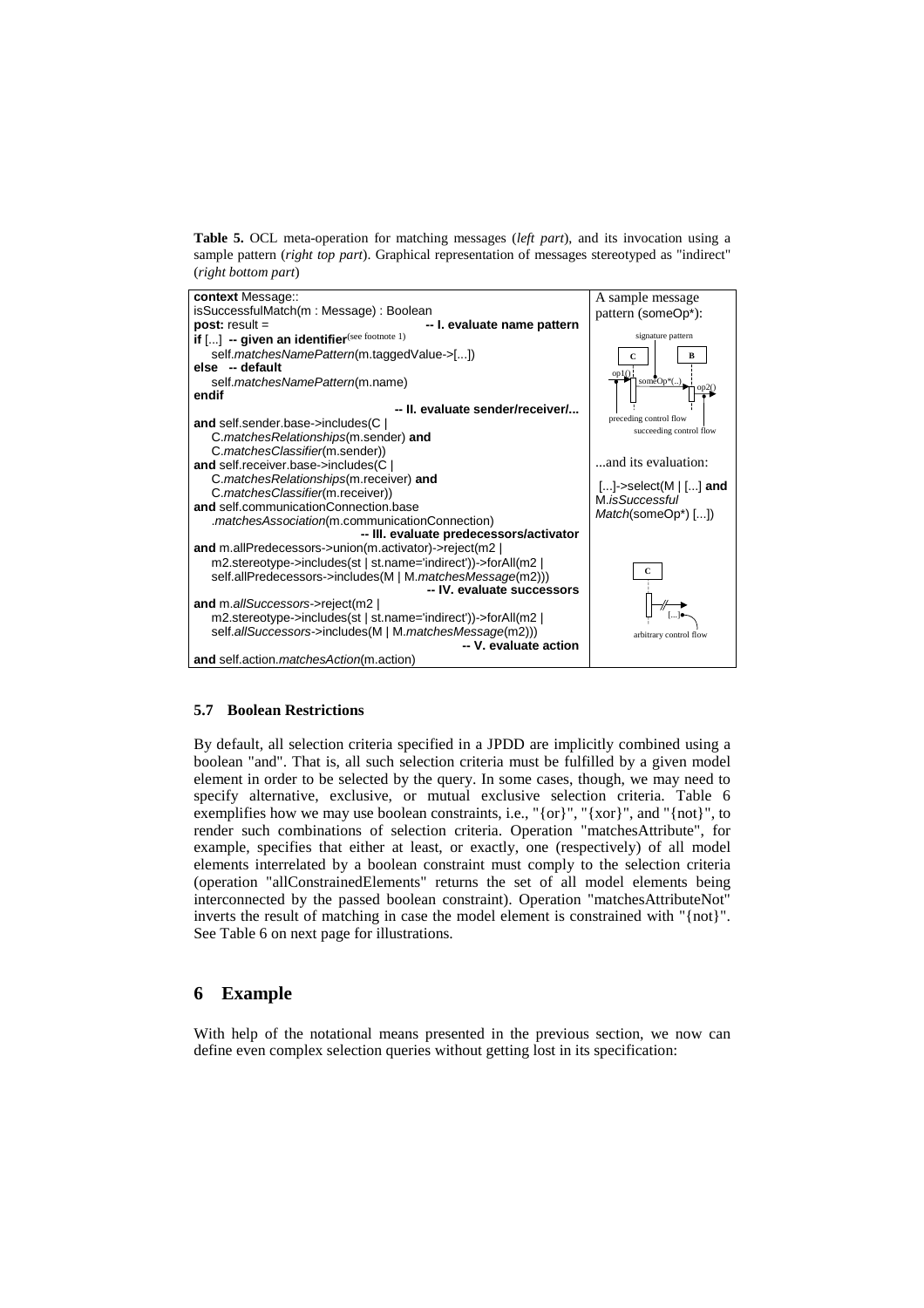**Table 5.** OCL meta-operation for matching messages (*left part*), and its invocation using a sample pattern (*right top part*). Graphical representation of messages stereotyped as "indirect" (*right bottom part*)

| | |
|---|---|
| **context** Message::<br>isSuccessfulMatch(m : Message) : Boolean<br>**post:** result = -- I. evaluate name pattern<br>**if** [...] **-- given an identifier**(see footnote 1)<br>self.*matchesNamePattern*(m.taggedValue->[...])<br>**else -- default**<br>self.*matchesNamePattern*(m.name)<br>**endif**<br>-- II. evaluate sender/receiver/...<br>**and** self.sender.base->includes(C \|<br>C.*matchesRelationships*(m.sender) **and**<br>C.*matchesClassifier*(m.sender))<br>**and** self.receiver.base->includes(C \|<br>C.*matchesRelationships*(m.receiver) **and**<br>C.*matchesClassifier*(m.receiver))<br>**and** self.communicationConnection.base<br>.*matchesAssociation*(m.communicationConnection)<br>-- III. evaluate predecessors/activator<br>**and** m.allPredecessors->union(m.activator)->reject(m2 \|<br>m2.stereotype->includes(st \| st.name='indirect'))->forAll(m2 \|<br>self.allPredecessors->includes(M \| M.*matchesMessage*(m2)))<br>-- IV. evaluate successors<br>**and** m.*allSuccessors*->reject(m2 \|<br>m2.stereotype->includes(st \| st.name='indirect'))->forAll(m2 \|<br>self.*allSuccessors*->includes(M \| M.*matchesMessage*(m2)))<br>-- V. evaluate action<br>**and** self.action.*matchesAction*(m.action) | A sample message pattern (someOp\*):<br>signature pattern<br>C B<br>op1() someOp\*(..) op2()<br>preceding control flow<br>succeeding control flow<br>...and its evaluation:<br>[...]->select(M \| [...] **and** M.*isSuccessful Match*(someOp\*) [...])<br>C<br>[...]<br>arbitrary control flow |

### 5.7 Boolean Restrictions

By default, all selection criteria specified in a JPDD are implicitly combined using a boolean "and". That is, all such selection criteria must be fulfilled by a given model element in order to be selected by the query. In some cases, though, we may need to specify alternative, exclusive, or mutual exclusive selection criteria. Table 6 exemplifies how we may use boolean constraints, i.e., "{or}", "{xor}", and "{not}", to render such combinations of selection criteria. Operation "matchesAttribute", for example, specifies that either at least, or exactly, one (respectively) of all model elements interrelated by a boolean constraint must comply to the selection criteria (operation "allConstrainedElements" returns the set of all model elements being interconnected by the passed boolean constraint). Operation "matchesAttributeNot" inverts the result of matching in case the model element is constrained with "{not}". See Table 6 on next page for illustrations.

## 6 Example

With help of the notational means presented in the previous section, we now can define even complex selection queries without getting lost in its specification: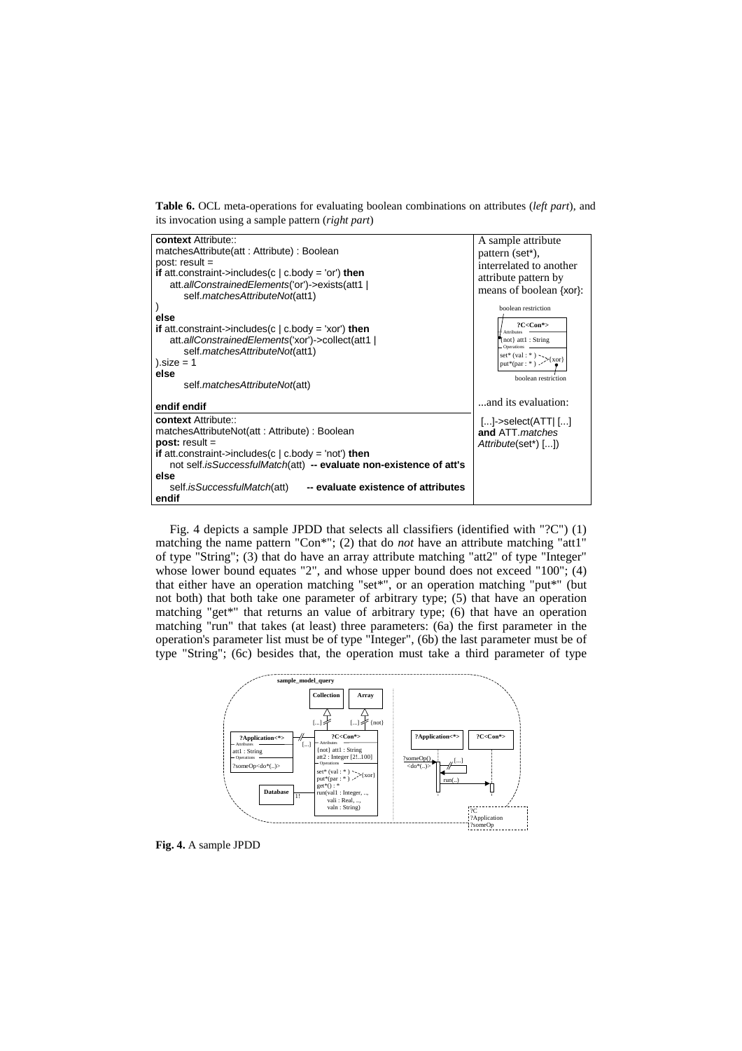**Table 6.** OCL meta-operations for evaluating boolean combinations on attributes (*left part*), and its invocation using a sample pattern (*right part*)

| | |
|---|---|
| **context** Attribute::<br>matchesAttribute(att : Attribute) : Boolean<br>post: result =<br>**if** att.constraint->includes(c \| c.body = 'or') **then**<br>att.*allConstrainedElements*('or')->exists(att1 \|<br>self.*matchesAttributeNot*(att1)<br>)<br>**else**<br>**if** att.constraint->includes(c \| c.body = 'xor') **then**<br>att.*allConstrainedElements*('xor')->collect(att1 \|<br>self.*matchesAttributeNot*(att1)<br>).size = 1<br>**else**<br>self.*matchesAttributeNot*(att)<br>**endif endif** | A sample attribute pattern (set*), interrelated to another attribute pattern by means of boolean {xor}:<br>boolean restriction<br>?C<Con*><br>Attributes<br>{not} att1 : String<br>Operations<br>set* (val : * )<br>put*(par : * )<br>{xor}<br>boolean restriction<br>...and its evaluation: |
| **context** Attribute::<br>matchesAttributeNot(att : Attribute) : Boolean<br>**post:** result =<br>**if** att.constraint->includes(c \| c.body = 'not') **then**<br>not self.*isSuccessfulMatch*(att) **-- evaluate non-existence of att's**<br>**else**<br>self.*isSuccessfulMatch*(att) **-- evaluate existence of attributes**<br>**endif** | [...]->select(ATT\| [...]<br>**and** ATT.*matches Attribute*(set*) [...]) |

Fig. 4 depicts a sample JPDD that selects all classifiers (identified with "?C") (1) matching the name pattern "Con*"; (2) that do *not* have an attribute matching "att1" of type "String"; (3) that do have an array attribute matching "att2" of type "Integer" whose lower bound equates "2", and whose upper bound does not exceed "100"; (4) that either have an operation matching "set*", or an operation matching "put*" (but not both) that both take one parameter of arbitrary type; (5) that have an operation matching "get*" that returns an value of arbitrary type; (6) that have an operation matching "run" that takes (at least) three parameters: (6a) the first parameter in the operation's parameter list must be of type "Integer", (6b) the last parameter must be of type "String"; (6c) besides that, the operation must take a third parameter of type

**Fig. 4.** A sample JPDD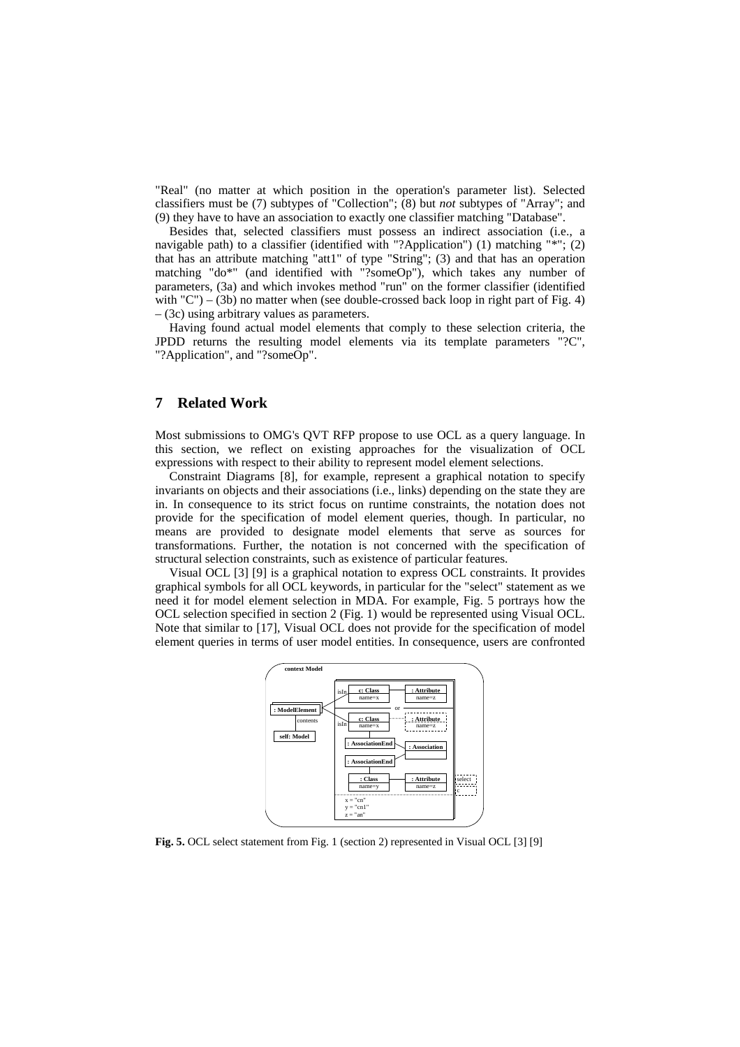"Real" (no matter at which position in the operation's parameter list). Selected classifiers must be (7) subtypes of "Collection"; (8) but *not* subtypes of "Array"; and (9) they have to have an association to exactly one classifier matching "Database".

Besides that, selected classifiers must possess an indirect association (i.e., a navigable path) to a classifier (identified with "?Application") (1) matching "*"; (2) that has an attribute matching "att1" of type "String"; (3) and that has an operation matching "do*" (and identified with "?someOp"), which takes any number of parameters, (3a) and which invokes method "run" on the former classifier (identified with "C") – (3b) no matter when (see double-crossed back loop in right part of Fig. 4) – (3c) using arbitrary values as parameters.

Having found actual model elements that comply to these selection criteria, the JPDD returns the resulting model elements via its template parameters "?C", "?Application", and "?someOp".

## 7 Related Work

Most submissions to OMG's QVT RFP propose to use OCL as a query language. In this section, we reflect on existing approaches for the visualization of OCL expressions with respect to their ability to represent model element selections.

Constraint Diagrams [8], for example, represent a graphical notation to specify invariants on objects and their associations (i.e., links) depending on the state they are in. In consequence to its strict focus on runtime constraints, the notation does not provide for the specification of model element queries, though. In particular, no means are provided to designate model elements that serve as sources for transformations. Further, the notation is not concerned with the specification of structural selection constraints, such as existence of particular features.

Visual OCL [3] [9] is a graphical notation to express OCL constraints. It provides graphical symbols for all OCL keywords, in particular for the "select" statement as we need it for model element selection in MDA. For example, Fig. 5 portrays how the OCL selection specified in section 2 (Fig. 1) would be represented using Visual OCL. Note that similar to [17], Visual OCL does not provide for the specification of model element queries in terms of user model entities. In consequence, users are confronted

**Fig. 5.** OCL select statement from Fig. 1 (section 2) represented in Visual OCL [3] [9]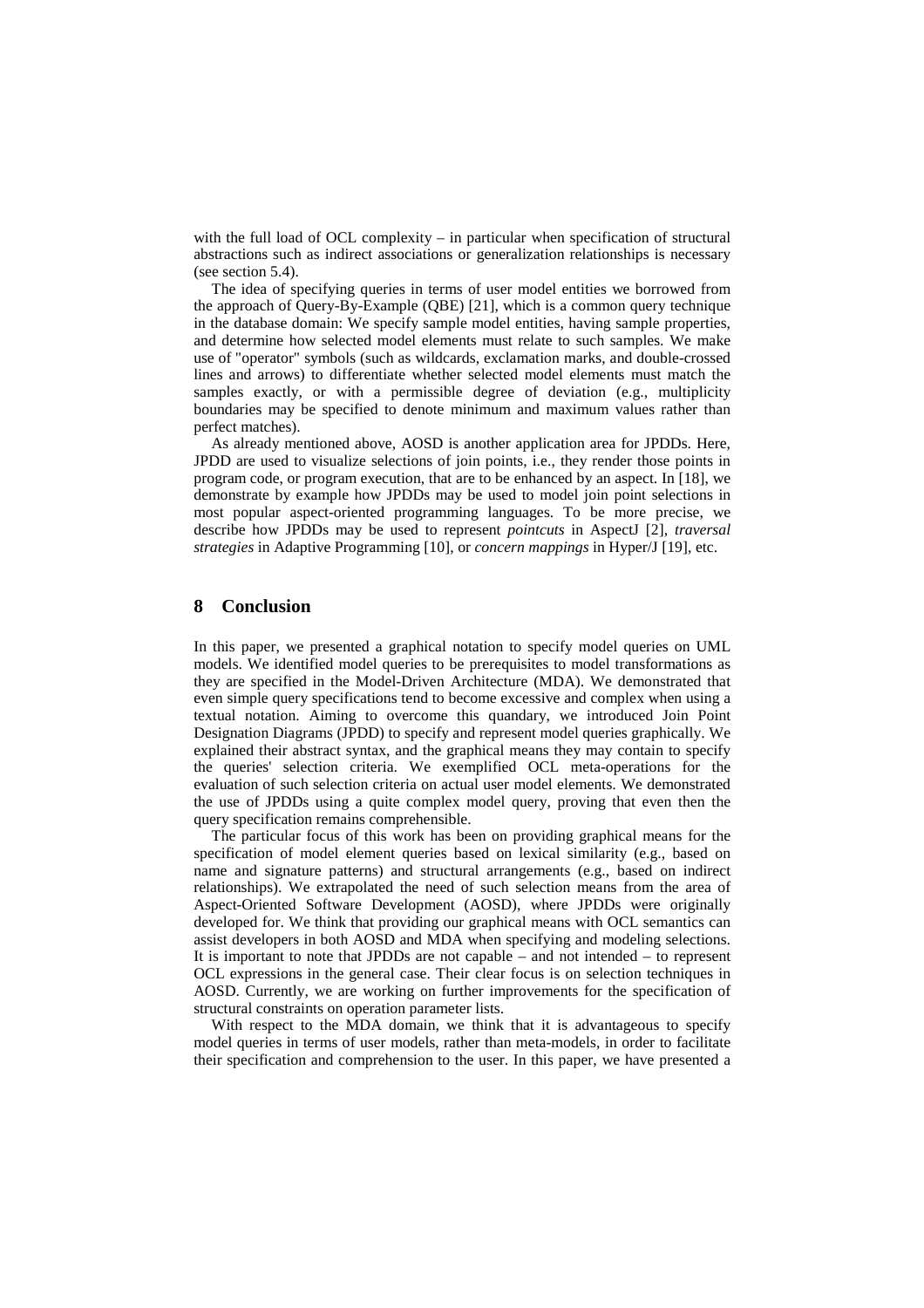with the full load of OCL complexity – in particular when specification of structural abstractions such as indirect associations or generalization relationships is necessary (see section 5.4).

The idea of specifying queries in terms of user model entities we borrowed from the approach of Query-By-Example (QBE) [21], which is a common query technique in the database domain: We specify sample model entities, having sample properties, and determine how selected model elements must relate to such samples. We make use of "operator" symbols (such as wildcards, exclamation marks, and double-crossed lines and arrows) to differentiate whether selected model elements must match the samples exactly, or with a permissible degree of deviation (e.g., multiplicity boundaries may be specified to denote minimum and maximum values rather than perfect matches).

As already mentioned above, AOSD is another application area for JPDDs. Here, JPDD are used to visualize selections of join points, i.e., they render those points in program code, or program execution, that are to be enhanced by an aspect. In [18], we demonstrate by example how JPDDs may be used to model join point selections in most popular aspect-oriented programming languages. To be more precise, we describe how JPDDs may be used to represent *pointcuts* in AspectJ [2], *traversal strategies* in Adaptive Programming [10], or *concern mappings* in Hyper/J [19], etc.

## 8 Conclusion

In this paper, we presented a graphical notation to specify model queries on UML models. We identified model queries to be prerequisites to model transformations as they are specified in the Model-Driven Architecture (MDA). We demonstrated that even simple query specifications tend to become excessive and complex when using a textual notation. Aiming to overcome this quandary, we introduced Join Point Designation Diagrams (JPDD) to specify and represent model queries graphically. We explained their abstract syntax, and the graphical means they may contain to specify the queries' selection criteria. We exemplified OCL meta-operations for the evaluation of such selection criteria on actual user model elements. We demonstrated the use of JPDDs using a quite complex model query, proving that even then the query specification remains comprehensible.

The particular focus of this work has been on providing graphical means for the specification of model element queries based on lexical similarity (e.g., based on name and signature patterns) and structural arrangements (e.g., based on indirect relationships). We extrapolated the need of such selection means from the area of Aspect-Oriented Software Development (AOSD), where JPDDs were originally developed for. We think that providing our graphical means with OCL semantics can assist developers in both AOSD and MDA when specifying and modeling selections. It is important to note that JPDDs are not capable – and not intended – to represent OCL expressions in the general case. Their clear focus is on selection techniques in AOSD. Currently, we are working on further improvements for the specification of structural constraints on operation parameter lists.

With respect to the MDA domain, we think that it is advantageous to specify model queries in terms of user models, rather than meta-models, in order to facilitate their specification and comprehension to the user. In this paper, we have presented a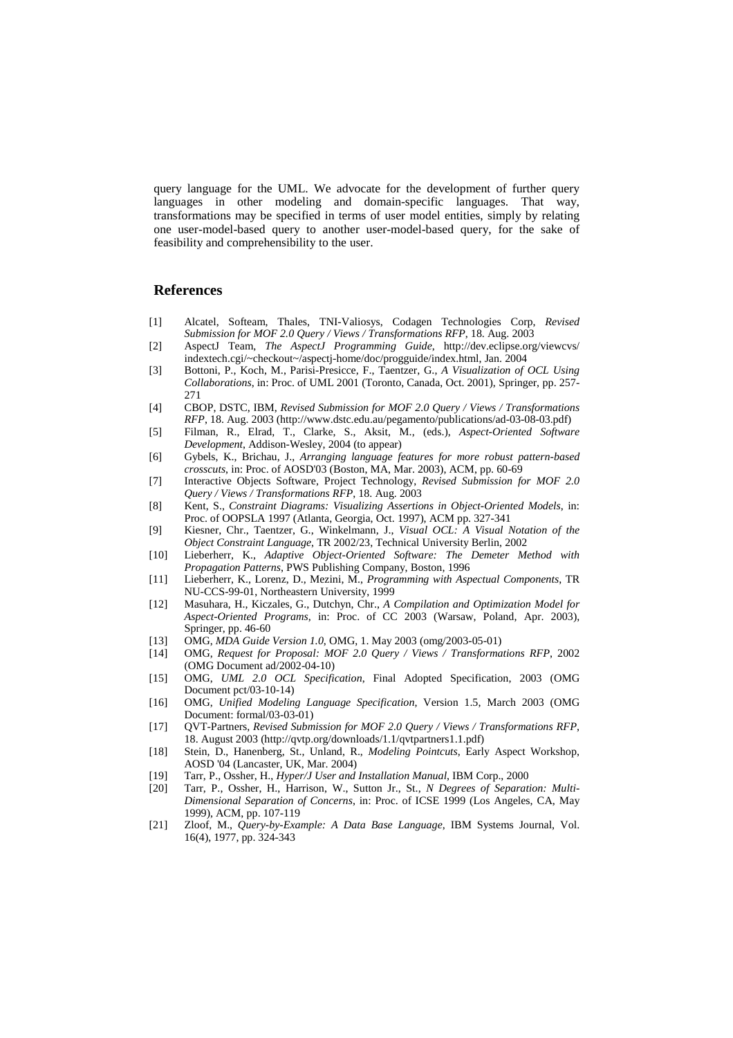query language for the UML. We advocate for the development of further query languages in other modeling and domain-specific languages. That way, transformations may be specified in terms of user model entities, simply by relating one user-model-based query to another user-model-based query, for the sake of feasibility and comprehensibility to the user.

## References

[1] Alcatel, Softeam, Thales, TNI-Valiosys, Codagen Technologies Corp, *Revised Submission for MOF 2.0 Query / Views / Transformations RFP*, 18. Aug. 2003

[2] AspectJ Team, *The AspectJ Programming Guide*, http://dev.eclipse.org/viewcvs/indextech.cgi/~checkout~/aspectj-home/doc/progguide/index.html, Jan. 2004

[3] Bottoni, P., Koch, M., Parisi-Presicce, F., Taentzer, G., *A Visualization of OCL Using Collaborations*, in: Proc. of UML 2001 (Toronto, Canada, Oct. 2001), Springer, pp. 257-271

[4] CBOP, DSTC, IBM, *Revised Submission for MOF 2.0 Query / Views / Transformations RFP*, 18. Aug. 2003 (http://www.dstc.edu.au/pegamento/publications/ad-03-08-03.pdf)

[5] Filman, R., Elrad, T., Clarke, S., Aksit, M., (eds.), *Aspect-Oriented Software Development*, Addison-Wesley, 2004 (to appear)

[6] Gybels, K., Brichau, J., *Arranging language features for more robust pattern-based crosscuts*, in: Proc. of AOSD'03 (Boston, MA, Mar. 2003), ACM, pp. 60-69

[7] Interactive Objects Software, Project Technology, *Revised Submission for MOF 2.0 Query / Views / Transformations RFP*, 18. Aug. 2003

[8] Kent, S., *Constraint Diagrams: Visualizing Assertions in Object-Oriented Models*, in: Proc. of OOPSLA 1997 (Atlanta, Georgia, Oct. 1997), ACM pp. 327-341

[9] Kiesner, Chr., Taentzer, G., Winkelmann, J., *Visual OCL: A Visual Notation of the Object Constraint Language*, TR 2002/23, Technical University Berlin, 2002

[10] Lieberherr, K., *Adaptive Object-Oriented Software: The Demeter Method with Propagation Patterns*, PWS Publishing Company, Boston, 1996

[11] Lieberherr, K., Lorenz, D., Mezini, M., *Programming with Aspectual Components*, TR NU-CCS-99-01, Northeastern University, 1999

[12] Masuhara, H., Kiczales, G., Dutchyn, Chr., *A Compilation and Optimization Model for Aspect-Oriented Programs*, in: Proc. of CC 2003 (Warsaw, Poland, Apr. 2003), Springer, pp. 46-60

[13] OMG, *MDA Guide Version 1.0*, OMG, 1. May 2003 (omg/2003-05-01)

[14] OMG, *Request for Proposal: MOF 2.0 Query / Views / Transformations RFP*, 2002 (OMG Document ad/2002-04-10)

[15] OMG, *UML 2.0 OCL Specification*, Final Adopted Specification, 2003 (OMG Document pct/03-10-14)

[16] OMG, *Unified Modeling Language Specification*, Version 1.5, March 2003 (OMG Document: formal/03-03-01)

[17] QVT-Partners, *Revised Submission for MOF 2.0 Query / Views / Transformations RFP*, 18. August 2003 (http://qvtp.org/downloads/1.1/qvtpartners1.1.pdf)

[18] Stein, D., Hanenberg, St., Unland, R., *Modeling Pointcuts*, Early Aspect Workshop, AOSD '04 (Lancaster, UK, Mar. 2004)

[19] Tarr, P., Ossher, H., *Hyper/J User and Installation Manual*, IBM Corp., 2000

[20] Tarr, P., Ossher, H., Harrison, W., Sutton Jr., St., *N Degrees of Separation: Multi-Dimensional Separation of Concerns*, in: Proc. of ICSE 1999 (Los Angeles, CA, May 1999), ACM, pp. 107-119

[21] Zloof, M., *Query-by-Example: A Data Base Language*, IBM Systems Journal, Vol. 16(4), 1977, pp. 324-343